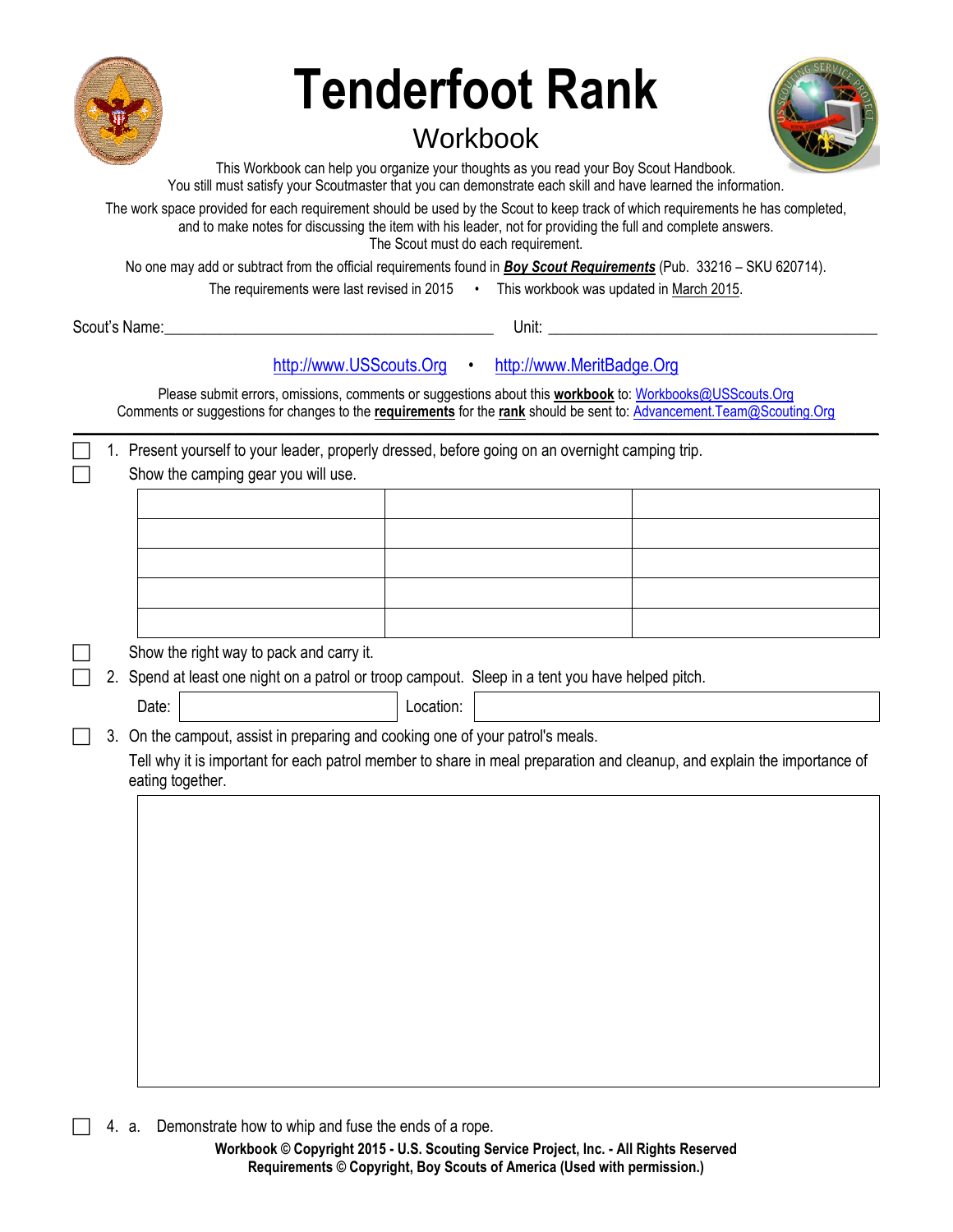# Tenderfoot Rank

## Workbook

This Workbook can help you organize your thoughts as you read your Boy Scout Handbook.
You still must satisfy your Scoutmaster that you can demonstrate each skill and have learned the information.

The work space provided for each requirement should be used by the Scout to keep track of which requirements he has completed, and to make notes for discussing the item with his leader, not for providing the full and complete answers.
The Scout must do each requirement.

No one may add or subtract from the official requirements found in ***Boy Scout Requirements*** (Pub. 33216 – SKU 620714).

The requirements were last revised in 2015 • This workbook was updated in March 2015.

Scout's Name:_______________________________ Unit: _______________________________

http://www.USScouts.Org • http://www.MeritBadge.Org

Please submit errors, omissions, comments or suggestions about this **workbook** to: Workbooks@USScouts.Org
Comments or suggestions for changes to the **requirements** for the **rank** should be sent to: Advancement.Team@Scouting.Org

---

- [ ] 1. Present yourself to your leader, properly dressed, before going on an overnight camping trip.
- [ ] Show the camping gear you will use.

| | | |
|---|---|---|
| | | |
| | | |
| | | |
| | | |
| | | |

- [ ] Show the right way to pack and carry it.
- [ ] 2. Spend at least one night on a patrol or troop campout. Sleep in a tent you have helped pitch.

Date: ____________ Location: ____________

- [ ] 3. On the campout, assist in preparing and cooking one of your patrol's meals.
Tell why it is important for each patrol member to share in meal preparation and cleanup, and explain the importance of eating together.

- [ ] 4. a. Demonstrate how to whip and fuse the ends of a rope.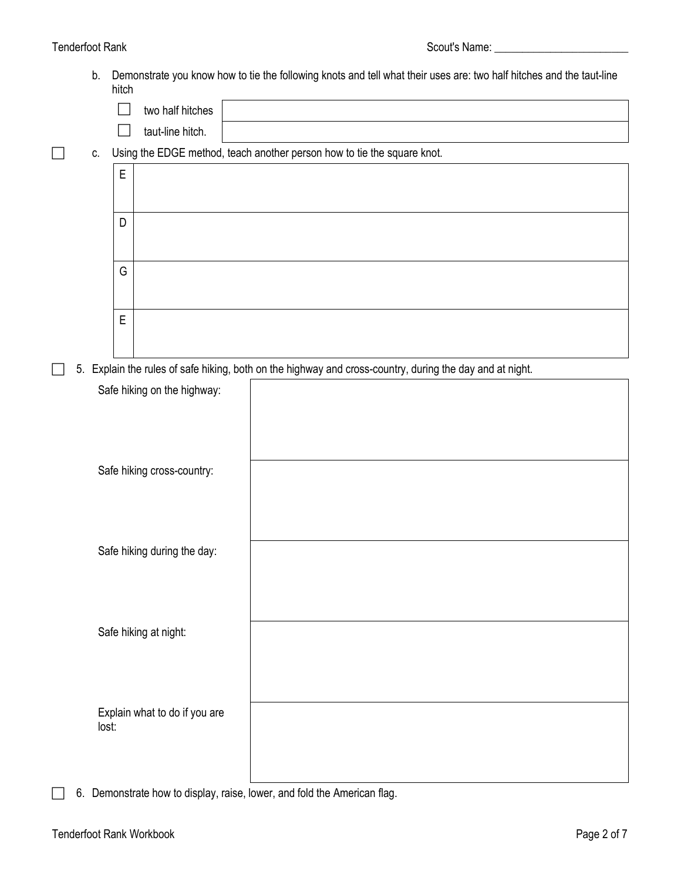b. Demonstrate you know how to tie the following knots and tell what their uses are: two half hitches and the taut-line hitch

| | |
|---|---|
| ☐ two half hitches | |
| ☐ taut-line hitch. | |

☐ c. Using the EDGE method, teach another person how to tie the square knot.

| | |
|---|---|
| E | |
| D | |
| G | |
| E | |

☐ 5. Explain the rules of safe hiking, both on the highway and cross-country, during the day and at night.

| | |
|---|---|
| Safe hiking on the highway: | |
| Safe hiking cross-country: | |
| Safe hiking during the day: | |
| Safe hiking at night: | |
| Explain what to do if you are lost: | |

☐ 6. Demonstrate how to display, raise, lower, and fold the American flag.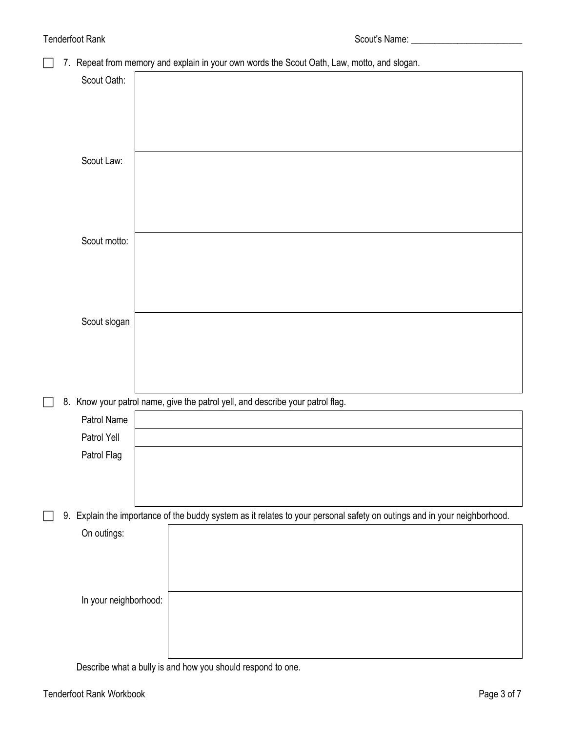Scout's Name: ________________________

☐ 7. Repeat from memory and explain in your own words the Scout Oath, Law, motto, and slogan.

| | |
|---|---|
| Scout Oath: | |
| Scout Law: | |
| Scout motto: | |
| Scout slogan | |

☐ 8. Know your patrol name, give the patrol yell, and describe your patrol flag.

| | |
|---|---|
| Patrol Name | |
| Patrol Yell | |
| Patrol Flag | |

☐ 9. Explain the importance of the buddy system as it relates to your personal safety on outings and in your neighborhood.

| | |
|---|---|
| On outings: | |
| In your neighborhood: | |

Describe what a bully is and how you should respond to one.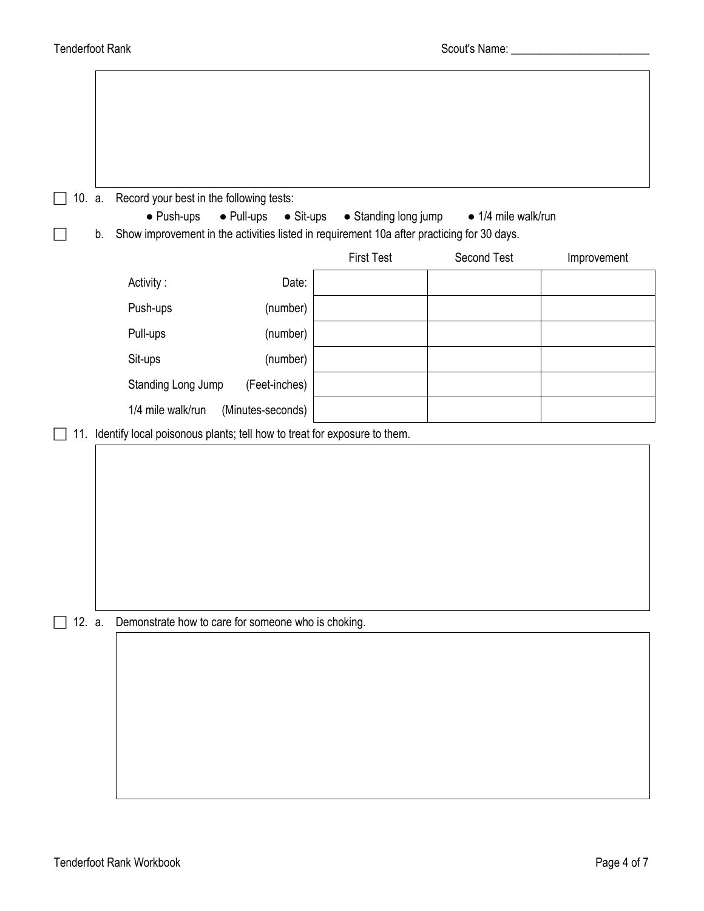☐ 10. a. Record your best in the following tests:

- Push-ups
- Pull-ups
- Sit-ups
- Standing long jump
- 1/4 mile walk/run

☐ b. Show improvement in the activities listed in requirement 10a after practicing for 30 days.

| Activity : | | First Test | Second Test | Improvement |
|---|---|---|---|---|
| | Date: | | | |
| Push-ups | (number) | | | |
| Pull-ups | (number) | | | |
| Sit-ups | (number) | | | |
| Standing Long Jump | (Feet-inches) | | | |
| 1/4 mile walk/run | (Minutes-seconds) | | | |

☐ 11. Identify local poisonous plants; tell how to treat for exposure to them.

☐ 12. a. Demonstrate how to care for someone who is choking.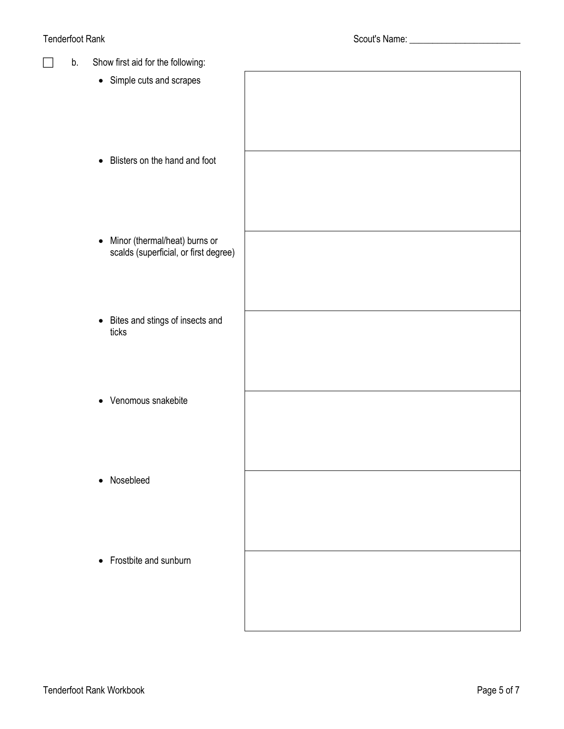Scout's Name: ________________________

- [ ] b. Show first aid for the following:

| | |
|---|---|
| • Simple cuts and scrapes | |
| • Blisters on the hand and foot | |
| • Minor (thermal/heat) burns or scalds (superficial, or first degree) | |
| • Bites and stings of insects and ticks | |
| • Venomous snakebite | |
| • Nosebleed | |
| • Frostbite and sunburn | |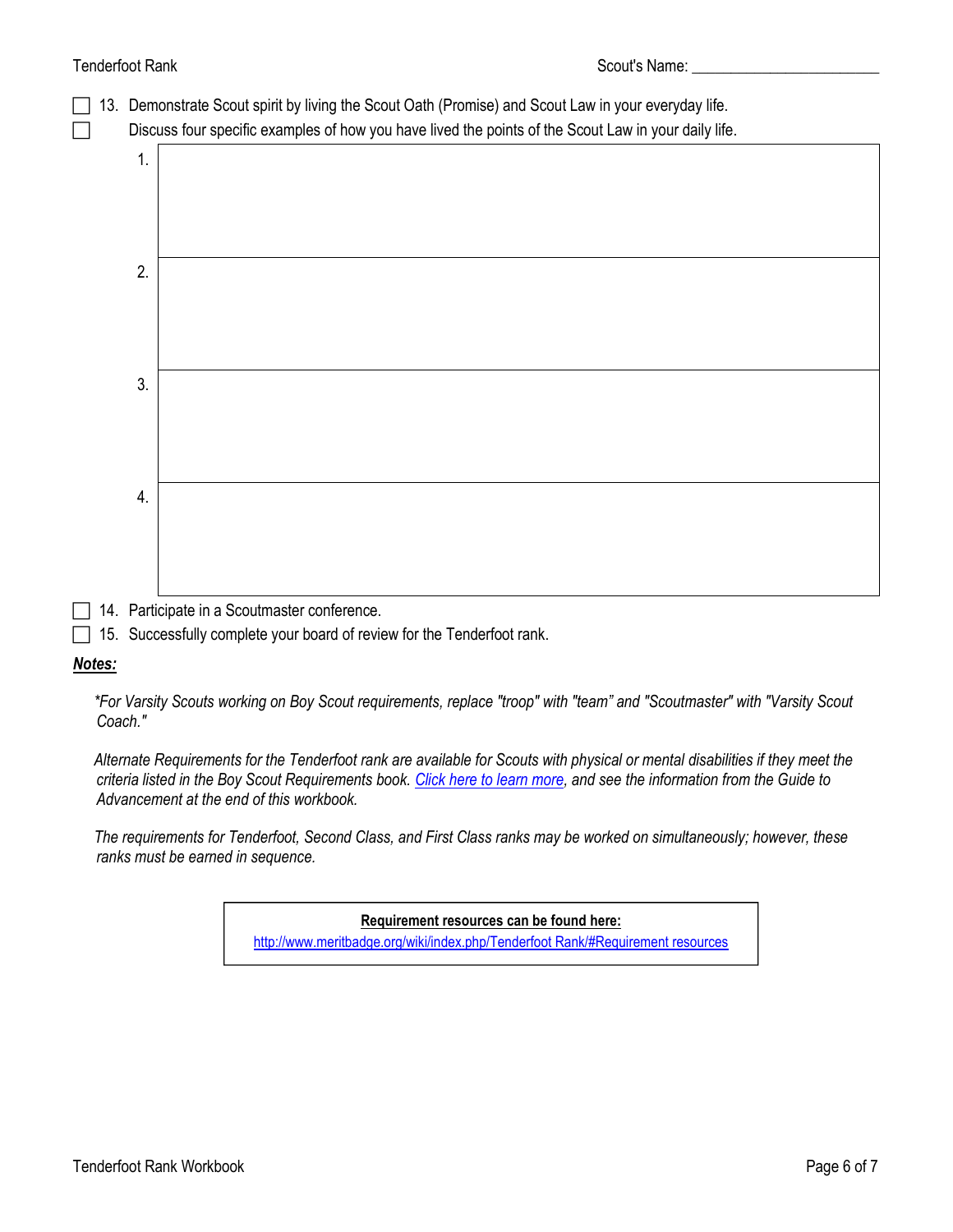Scout's Name: ________________________

- [ ] 13. Demonstrate Scout spirit by living the Scout Oath (Promise) and Scout Law in your everyday life.
- [ ] Discuss four specific examples of how you have lived the points of the Scout Law in your daily life.

| | |
|---|---|
| 1. | |
| 2. | |
| 3. | |
| 4. | |

- [ ] 14. Participate in a Scoutmaster conference.
- [ ] 15. Successfully complete your board of review for the Tenderfoot rank.

***Notes:***

*\*For Varsity Scouts working on Boy Scout requirements, replace "troop" with "team" and "Scoutmaster" with "Varsity Scout Coach."*

*Alternate Requirements for the Tenderfoot rank are available for Scouts with physical or mental disabilities if they meet the criteria listed in the Boy Scout Requirements book. Click here to learn more, and see the information from the Guide to Advancement at the end of this workbook.*

*The requirements for Tenderfoot, Second Class, and First Class ranks may be worked on simultaneously; however, these ranks must be earned in sequence.*

**Requirement resources can be found here:**
http://www.meritbadge.org/wiki/index.php/Tenderfoot Rank/#Requirement resources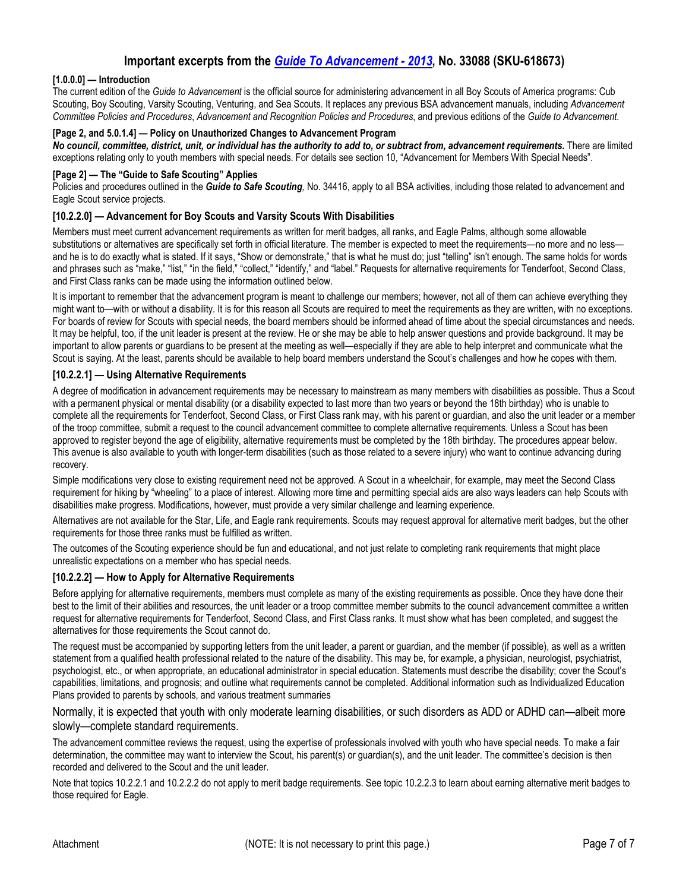# Important excerpts from the *Guide To Advancement - 2013*, No. 33088 (SKU-618673)

### [1.0.0.0] — Introduction

The current edition of the *Guide to Advancement* is the official source for administering advancement in all Boy Scouts of America programs: Cub Scouting, Boy Scouting, Varsity Scouting, Venturing, and Sea Scouts. It replaces any previous BSA advancement manuals, including *Advancement Committee Policies and Procedures*, *Advancement and Recognition Policies and Procedures*, and previous editions of the *Guide to Advancement*.

### [Page 2, and 5.0.1.4] — Policy on Unauthorized Changes to Advancement Program

***No council, committee, district, unit, or individual has the authority to add to, or subtract from, advancement requirements.*** There are limited exceptions relating only to youth members with special needs. For details see section 10, "Advancement for Members With Special Needs".

### [Page 2] — The "Guide to Safe Scouting" Applies

Policies and procedures outlined in the ***Guide to Safe Scouting***, No. 34416, apply to all BSA activities, including those related to advancement and Eagle Scout service projects.

### [10.2.2.0] — Advancement for Boy Scouts and Varsity Scouts With Disabilities

Members must meet current advancement requirements as written for merit badges, all ranks, and Eagle Palms, although some allowable substitutions or alternatives are specifically set forth in official literature. The member is expected to meet the requirements—no more and no less—and he is to do exactly what is stated. If it says, "Show or demonstrate," that is what he must do; just "telling" isn't enough. The same holds for words and phrases such as "make," "list," "in the field," "collect," "identify," and "label." Requests for alternative requirements for Tenderfoot, Second Class, and First Class ranks can be made using the information outlined below.

It is important to remember that the advancement program is meant to challenge our members; however, not all of them can achieve everything they might want to—with or without a disability. It is for this reason all Scouts are required to meet the requirements as they are written, with no exceptions. For boards of review for Scouts with special needs, the board members should be informed ahead of time about the special circumstances and needs. It may be helpful, too, if the unit leader is present at the review. He or she may be able to help answer questions and provide background. It may be important to allow parents or guardians to be present at the meeting as well—especially if they are able to help interpret and communicate what the Scout is saying. At the least, parents should be available to help board members understand the Scout's challenges and how he copes with them.

### [10.2.2.1] — Using Alternative Requirements

A degree of modification in advancement requirements may be necessary to mainstream as many members with disabilities as possible. Thus a Scout with a permanent physical or mental disability (or a disability expected to last more than two years or beyond the 18th birthday) who is unable to complete all the requirements for Tenderfoot, Second Class, or First Class rank may, with his parent or guardian, and also the unit leader or a member of the troop committee, submit a request to the council advancement committee to complete alternative requirements. Unless a Scout has been approved to register beyond the age of eligibility, alternative requirements must be completed by the 18th birthday. The procedures appear below. This avenue is also available to youth with longer-term disabilities (such as those related to a severe injury) who want to continue advancing during recovery.

Simple modifications very close to existing requirement need not be approved. A Scout in a wheelchair, for example, may meet the Second Class requirement for hiking by "wheeling" to a place of interest. Allowing more time and permitting special aids are also ways leaders can help Scouts with disabilities make progress. Modifications, however, must provide a very similar challenge and learning experience.

Alternatives are not available for the Star, Life, and Eagle rank requirements. Scouts may request approval for alternative merit badges, but the other requirements for those three ranks must be fulfilled as written.

The outcomes of the Scouting experience should be fun and educational, and not just relate to completing rank requirements that might place unrealistic expectations on a member who has special needs.

### [10.2.2.2] — How to Apply for Alternative Requirements

Before applying for alternative requirements, members must complete as many of the existing requirements as possible. Once they have done their best to the limit of their abilities and resources, the unit leader or a troop committee member submits to the council advancement committee a written request for alternative requirements for Tenderfoot, Second Class, and First Class ranks. It must show what has been completed, and suggest the alternatives for those requirements the Scout cannot do.

The request must be accompanied by supporting letters from the unit leader, a parent or guardian, and the member (if possible), as well as a written statement from a qualified health professional related to the nature of the disability. This may be, for example, a physician, neurologist, psychiatrist, psychologist, etc., or when appropriate, an educational administrator in special education. Statements must describe the disability; cover the Scout's capabilities, limitations, and prognosis; and outline what requirements cannot be completed. Additional information such as Individualized Education Plans provided to parents by schools, and various treatment summaries

Normally, it is expected that youth with only moderate learning disabilities, or such disorders as ADD or ADHD can—albeit more slowly—complete standard requirements.

The advancement committee reviews the request, using the expertise of professionals involved with youth who have special needs. To make a fair determination, the committee may want to interview the Scout, his parent(s) or guardian(s), and the unit leader. The committee's decision is then recorded and delivered to the Scout and the unit leader.

Note that topics 10.2.2.1 and 10.2.2.2 do not apply to merit badge requirements. See topic 10.2.2.3 to learn about earning alternative merit badges to those required for Eagle.

Attachment (NOTE: It is not necessary to print this page.)